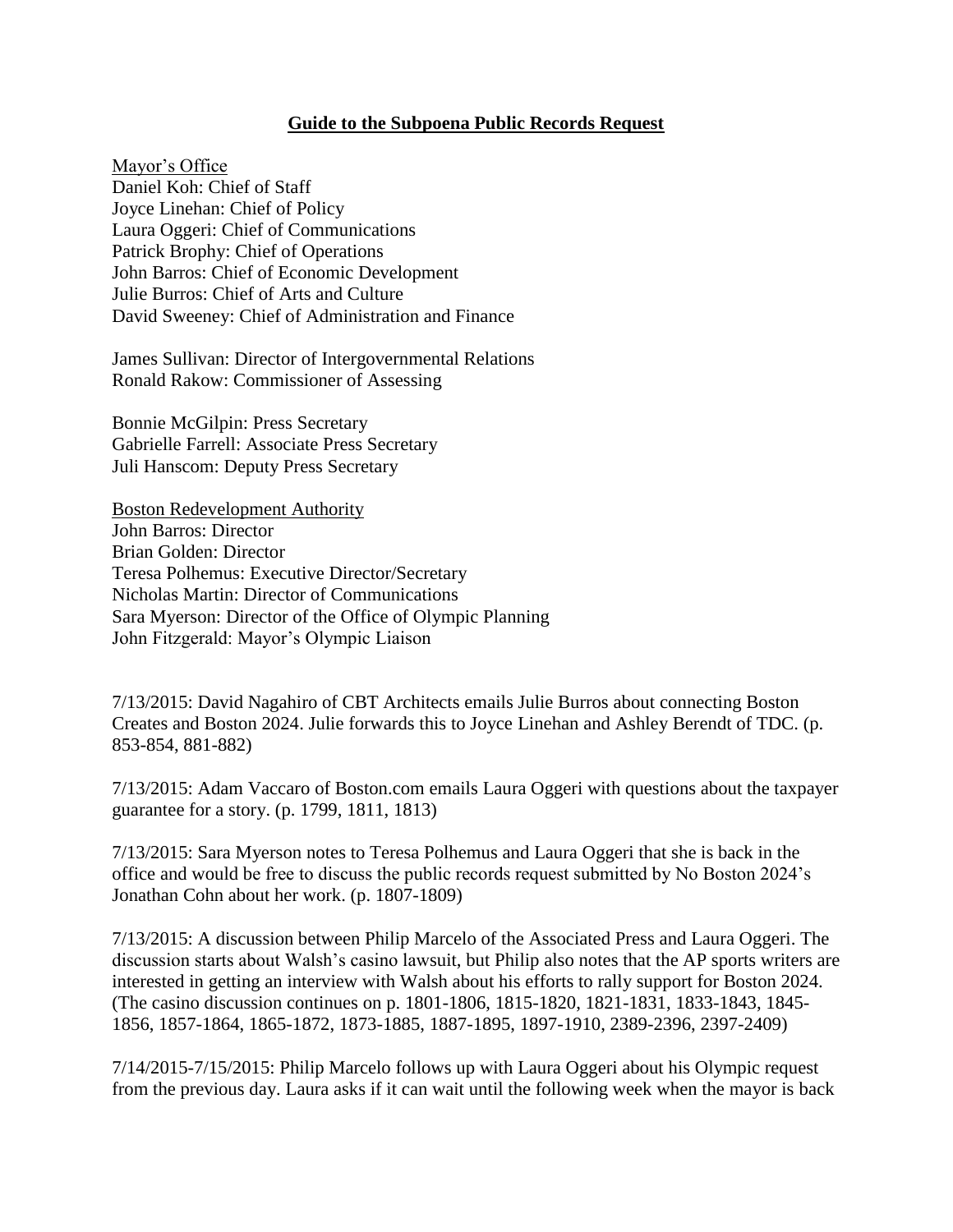## **Guide to the Subpoena Public Records Request**

Mayor's Office
Daniel Koh: Chief of Staff
Joyce Linehan: Chief of Policy
Laura Oggeri: Chief of Communications
Patrick Brophy: Chief of Operations
John Barros: Chief of Economic Development
Julie Burros: Chief of Arts and Culture
David Sweeney: Chief of Administration and Finance

James Sullivan: Director of Intergovernmental Relations
Ronald Rakow: Commissioner of Assessing

Bonnie McGilpin: Press Secretary
Gabrielle Farrell: Associate Press Secretary
Juli Hanscom: Deputy Press Secretary

Boston Redevelopment Authority
John Barros: Director
Brian Golden: Director
Teresa Polhemus: Executive Director/Secretary
Nicholas Martin: Director of Communications
Sara Myerson: Director of the Office of Olympic Planning
John Fitzgerald: Mayor's Olympic Liaison

7/13/2015: David Nagahiro of CBT Architects emails Julie Burros about connecting Boston Creates and Boston 2024. Julie forwards this to Joyce Linehan and Ashley Berendt of TDC. (p. 853-854, 881-882)

7/13/2015: Adam Vaccaro of Boston.com emails Laura Oggeri with questions about the taxpayer guarantee for a story. (p. 1799, 1811, 1813)

7/13/2015: Sara Myerson notes to Teresa Polhemus and Laura Oggeri that she is back in the office and would be free to discuss the public records request submitted by No Boston 2024's Jonathan Cohn about her work. (p. 1807-1809)

7/13/2015: A discussion between Philip Marcelo of the Associated Press and Laura Oggeri. The discussion starts about Walsh's casino lawsuit, but Philip also notes that the AP sports writers are interested in getting an interview with Walsh about his efforts to rally support for Boston 2024. (The casino discussion continues on p. 1801-1806, 1815-1820, 1821-1831, 1833-1843, 1845-1856, 1857-1864, 1865-1872, 1873-1885, 1887-1895, 1897-1910, 2389-2396, 2397-2409)

7/14/2015-7/15/2015: Philip Marcelo follows up with Laura Oggeri about his Olympic request from the previous day. Laura asks if it can wait until the following week when the mayor is back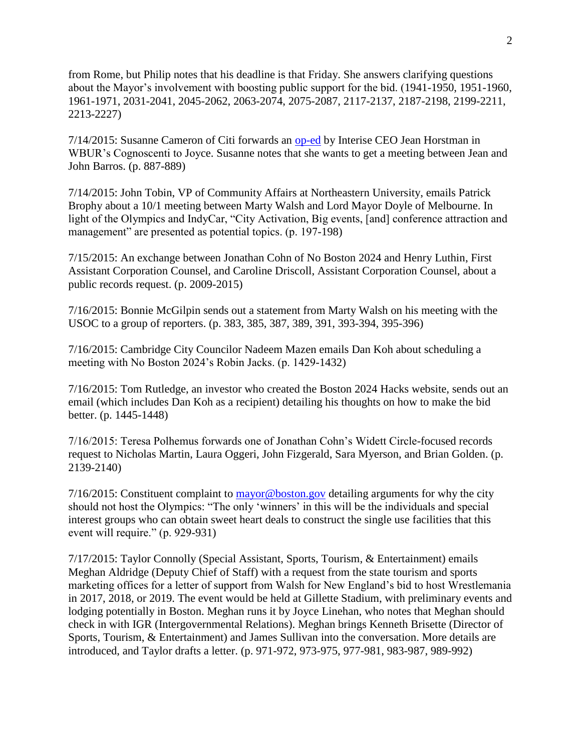from Rome, but Philip notes that his deadline is that Friday. She answers clarifying questions about the Mayor's involvement with boosting public support for the bid. (1941-1950, 1951-1960, 1961-1971, 2031-2041, 2045-2062, 2063-2074, 2075-2087, 2117-2137, 2187-2198, 2199-2211, 2213-2227)

7/14/2015: Susanne Cameron of Citi forwards an [op-ed](#) by Interise CEO Jean Horstman in WBUR's Cognoscenti to Joyce. Susanne notes that she wants to get a meeting between Jean and John Barros. (p. 887-889)

7/14/2015: John Tobin, VP of Community Affairs at Northeastern University, emails Patrick Brophy about a 10/1 meeting between Marty Walsh and Lord Mayor Doyle of Melbourne. In light of the Olympics and IndyCar, "City Activation, Big events, [and] conference attraction and management" are presented as potential topics. (p. 197-198)

7/15/2015: An exchange between Jonathan Cohn of No Boston 2024 and Henry Luthin, First Assistant Corporation Counsel, and Caroline Driscoll, Assistant Corporation Counsel, about a public records request. (p. 2009-2015)

7/16/2015: Bonnie McGilpin sends out a statement from Marty Walsh on his meeting with the USOC to a group of reporters. (p. 383, 385, 387, 389, 391, 393-394, 395-396)

7/16/2015: Cambridge City Councilor Nadeem Mazen emails Dan Koh about scheduling a meeting with No Boston 2024's Robin Jacks. (p. 1429-1432)

7/16/2015: Tom Rutledge, an investor who created the Boston 2024 Hacks website, sends out an email (which includes Dan Koh as a recipient) detailing his thoughts on how to make the bid better. (p. 1445-1448)

7/16/2015: Teresa Polhemus forwards one of Jonathan Cohn's Widett Circle-focused records request to Nicholas Martin, Laura Oggeri, John Fizgerald, Sara Myerson, and Brian Golden. (p. 2139-2140)

7/16/2015: Constituent complaint to [mayor@boston.gov](mailto:mayor@boston.gov) detailing arguments for why the city should not host the Olympics: "The only 'winners' in this will be the individuals and special interest groups who can obtain sweet heart deals to construct the single use facilities that this event will require." (p. 929-931)

7/17/2015: Taylor Connolly (Special Assistant, Sports, Tourism, & Entertainment) emails Meghan Aldridge (Deputy Chief of Staff) with a request from the state tourism and sports marketing offices for a letter of support from Walsh for New England's bid to host Wrestlemania in 2017, 2018, or 2019. The event would be held at Gillette Stadium, with preliminary events and lodging potentially in Boston. Meghan runs it by Joyce Linehan, who notes that Meghan should check in with IGR (Intergovernmental Relations). Meghan brings Kenneth Brisette (Director of Sports, Tourism, & Entertainment) and James Sullivan into the conversation. More details are introduced, and Taylor drafts a letter. (p. 971-972, 973-975, 977-981, 983-987, 989-992)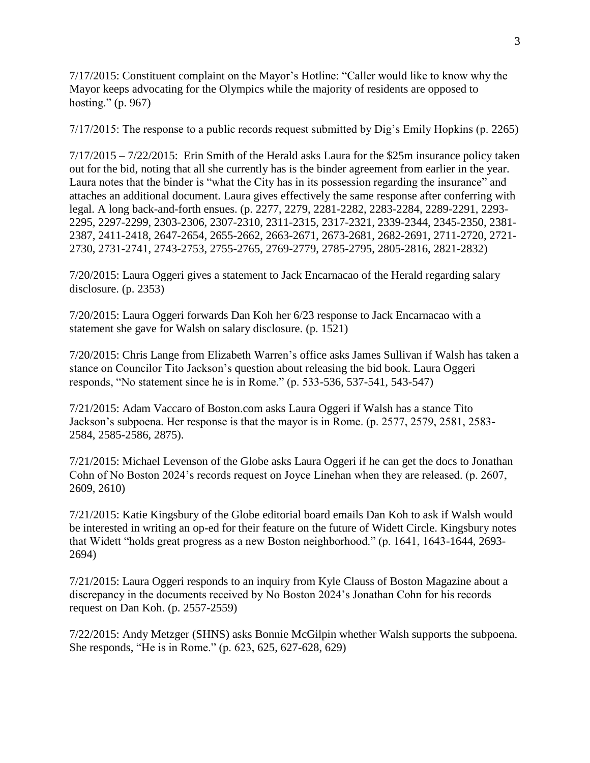7/17/2015: Constituent complaint on the Mayor's Hotline: "Caller would like to know why the Mayor keeps advocating for the Olympics while the majority of residents are opposed to hosting." (p. 967)

7/17/2015: The response to a public records request submitted by Dig's Emily Hopkins (p. 2265)

7/17/2015 – 7/22/2015: Erin Smith of the Herald asks Laura for the $25m insurance policy taken out for the bid, noting that all she currently has is the binder agreement from earlier in the year. Laura notes that the binder is "what the City has in its possession regarding the insurance" and attaches an additional document. Laura gives effectively the same response after conferring with legal. A long back-and-forth ensues. (p. 2277, 2279, 2281-2282, 2283-2284, 2289-2291, 2293-2295, 2297-2299, 2303-2306, 2307-2310, 2311-2315, 2317-2321, 2339-2344, 2345-2350, 2381-2387, 2411-2418, 2647-2654, 2655-2662, 2663-2671, 2673-2681, 2682-2691, 2711-2720, 2721-2730, 2731-2741, 2743-2753, 2755-2765, 2769-2779, 2785-2795, 2805-2816, 2821-2832)

7/20/2015: Laura Oggeri gives a statement to Jack Encarnacao of the Herald regarding salary disclosure. (p. 2353)

7/20/2015: Laura Oggeri forwards Dan Koh her 6/23 response to Jack Encarnacao with a statement she gave for Walsh on salary disclosure. (p. 1521)

7/20/2015: Chris Lange from Elizabeth Warren's office asks James Sullivan if Walsh has taken a stance on Councilor Tito Jackson's question about releasing the bid book. Laura Oggeri responds, "No statement since he is in Rome." (p. 533-536, 537-541, 543-547)

7/21/2015: Adam Vaccaro of Boston.com asks Laura Oggeri if Walsh has a stance Tito Jackson's subpoena. Her response is that the mayor is in Rome. (p. 2577, 2579, 2581, 2583-2584, 2585-2586, 2875).

7/21/2015: Michael Levenson of the Globe asks Laura Oggeri if he can get the docs to Jonathan Cohn of No Boston 2024's records request on Joyce Linehan when they are released. (p. 2607, 2609, 2610)

7/21/2015: Katie Kingsbury of the Globe editorial board emails Dan Koh to ask if Walsh would be interested in writing an op-ed for their feature on the future of Widett Circle. Kingsbury notes that Widett "holds great progress as a new Boston neighborhood." (p. 1641, 1643-1644, 2693-2694)

7/21/2015: Laura Oggeri responds to an inquiry from Kyle Clauss of Boston Magazine about a discrepancy in the documents received by No Boston 2024's Jonathan Cohn for his records request on Dan Koh. (p. 2557-2559)

7/22/2015: Andy Metzger (SHNS) asks Bonnie McGilpin whether Walsh supports the subpoena. She responds, "He is in Rome." (p. 623, 625, 627-628, 629)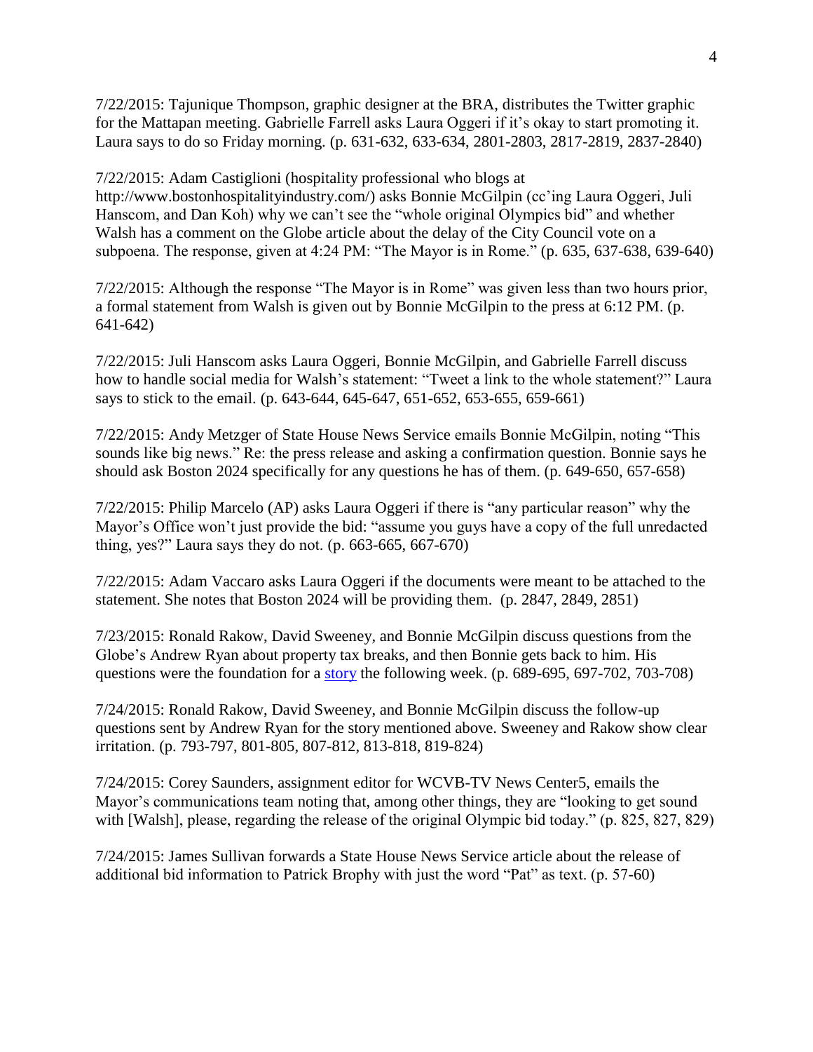7/22/2015: Tajunique Thompson, graphic designer at the BRA, distributes the Twitter graphic for the Mattapan meeting. Gabrielle Farrell asks Laura Oggeri if it's okay to start promoting it. Laura says to do so Friday morning. (p. 631-632, 633-634, 2801-2803, 2817-2819, 2837-2840)

7/22/2015: Adam Castiglioni (hospitality professional who blogs at http://www.bostonhospitalityindustry.com/) asks Bonnie McGilpin (cc'ing Laura Oggeri, Juli Hanscom, and Dan Koh) why we can't see the "whole original Olympics bid" and whether Walsh has a comment on the Globe article about the delay of the City Council vote on a subpoena. The response, given at 4:24 PM: "The Mayor is in Rome." (p. 635, 637-638, 639-640)

7/22/2015: Although the response "The Mayor is in Rome" was given less than two hours prior, a formal statement from Walsh is given out by Bonnie McGilpin to the press at 6:12 PM. (p. 641-642)

7/22/2015: Juli Hanscom asks Laura Oggeri, Bonnie McGilpin, and Gabrielle Farrell discuss how to handle social media for Walsh's statement: "Tweet a link to the whole statement?" Laura says to stick to the email. (p. 643-644, 645-647, 651-652, 653-655, 659-661)

7/22/2015: Andy Metzger of State House News Service emails Bonnie McGilpin, noting "This sounds like big news." Re: the press release and asking a confirmation question. Bonnie says he should ask Boston 2024 specifically for any questions he has of them. (p. 649-650, 657-658)

7/22/2015: Philip Marcelo (AP) asks Laura Oggeri if there is "any particular reason" why the Mayor's Office won't just provide the bid: "assume you guys have a copy of the full unredacted thing, yes?" Laura says they do not. (p. 663-665, 667-670)

7/22/2015: Adam Vaccaro asks Laura Oggeri if the documents were meant to be attached to the statement. She notes that Boston 2024 will be providing them. (p. 2847, 2849, 2851)

7/23/2015: Ronald Rakow, David Sweeney, and Bonnie McGilpin discuss questions from the Globe's Andrew Ryan about property tax breaks, and then Bonnie gets back to him. His questions were the foundation for a story the following week. (p. 689-695, 697-702, 703-708)

7/24/2015: Ronald Rakow, David Sweeney, and Bonnie McGilpin discuss the follow-up questions sent by Andrew Ryan for the story mentioned above. Sweeney and Rakow show clear irritation. (p. 793-797, 801-805, 807-812, 813-818, 819-824)

7/24/2015: Corey Saunders, assignment editor for WCVB-TV News Center5, emails the Mayor's communications team noting that, among other things, they are "looking to get sound with [Walsh], please, regarding the release of the original Olympic bid today." (p. 825, 827, 829)

7/24/2015: James Sullivan forwards a State House News Service article about the release of additional bid information to Patrick Brophy with just the word "Pat" as text. (p. 57-60)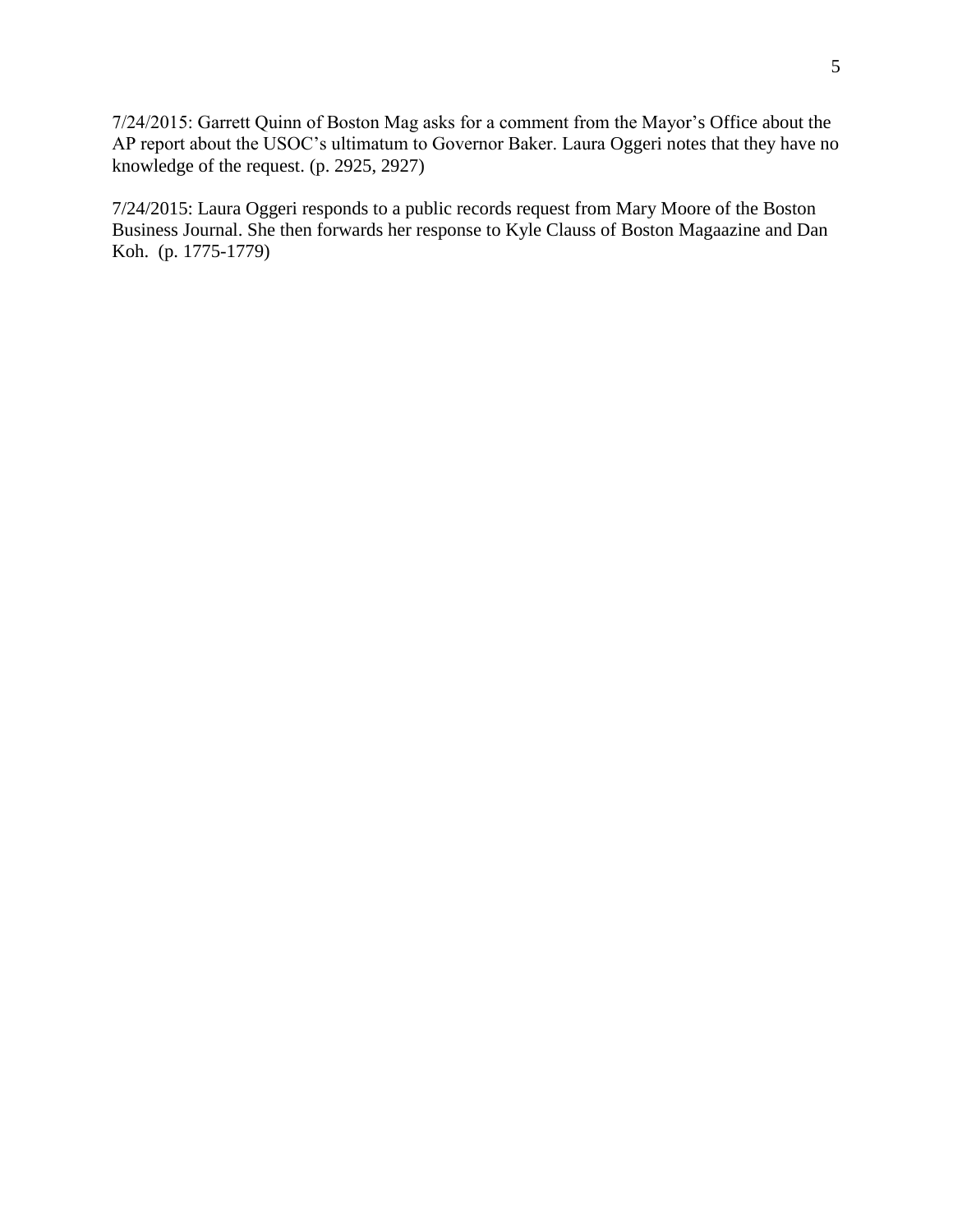7/24/2015: Garrett Quinn of Boston Mag asks for a comment from the Mayor's Office about the AP report about the USOC's ultimatum to Governor Baker. Laura Oggeri notes that they have no knowledge of the request. (p. 2925, 2927)

7/24/2015: Laura Oggeri responds to a public records request from Mary Moore of the Boston Business Journal. She then forwards her response to Kyle Clauss of Boston Magaazine and Dan Koh. (p. 1775-1779)